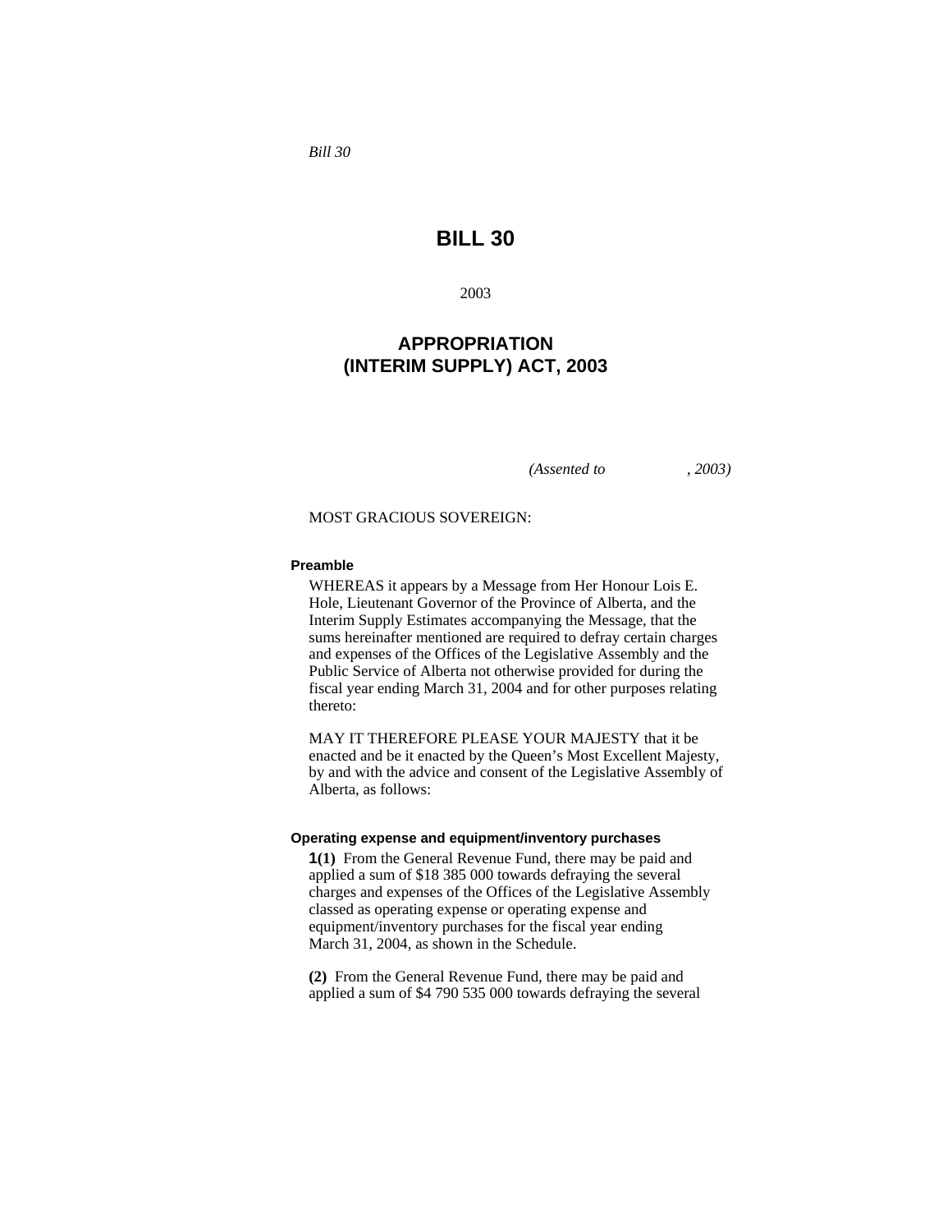*Bill 30*

# BILL 30

2003

## APPROPRIATION (INTERIM SUPPLY) ACT, 2003

*(Assented to , 2003)*

MOST GRACIOUS SOVEREIGN:

**Preamble**

WHEREAS it appears by a Message from Her Honour Lois E. Hole, Lieutenant Governor of the Province of Alberta, and the Interim Supply Estimates accompanying the Message, that the sums hereinafter mentioned are required to defray certain charges and expenses of the Offices of the Legislative Assembly and the Public Service of Alberta not otherwise provided for during the fiscal year ending March 31, 2004 and for other purposes relating thereto:

MAY IT THEREFORE PLEASE YOUR MAJESTY that it be enacted and be it enacted by the Queen's Most Excellent Majesty, by and with the advice and consent of the Legislative Assembly of Alberta, as follows:

**Operating expense and equipment/inventory purchases**

**1(1)** From the General Revenue Fund, there may be paid and applied a sum of $18 385 000 towards defraying the several charges and expenses of the Offices of the Legislative Assembly classed as operating expense or operating expense and equipment/inventory purchases for the fiscal year ending March 31, 2004, as shown in the Schedule.

**(2)** From the General Revenue Fund, there may be paid and applied a sum of $4 790 535 000 towards defraying the several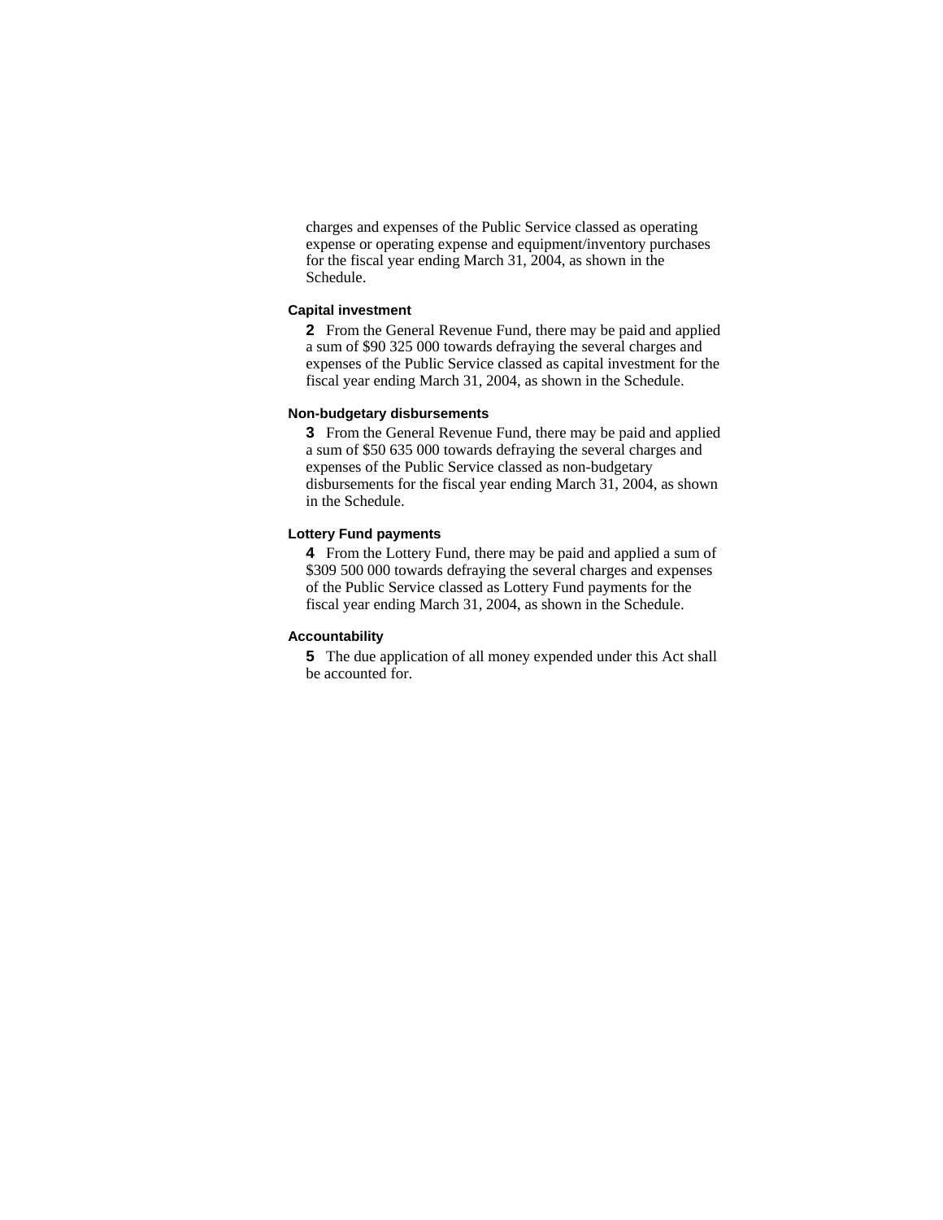charges and expenses of the Public Service classed as operating expense or operating expense and equipment/inventory purchases for the fiscal year ending March 31, 2004, as shown in the Schedule.

#### Capital investment

**2** From the General Revenue Fund, there may be paid and applied a sum of $90 325 000 towards defraying the several charges and expenses of the Public Service classed as capital investment for the fiscal year ending March 31, 2004, as shown in the Schedule.

#### Non-budgetary disbursements

**3** From the General Revenue Fund, there may be paid and applied a sum of $50 635 000 towards defraying the several charges and expenses of the Public Service classed as non-budgetary disbursements for the fiscal year ending March 31, 2004, as shown in the Schedule.

#### Lottery Fund payments

**4** From the Lottery Fund, there may be paid and applied a sum of $309 500 000 towards defraying the several charges and expenses of the Public Service classed as Lottery Fund payments for the fiscal year ending March 31, 2004, as shown in the Schedule.

#### Accountability

**5** The due application of all money expended under this Act shall be accounted for.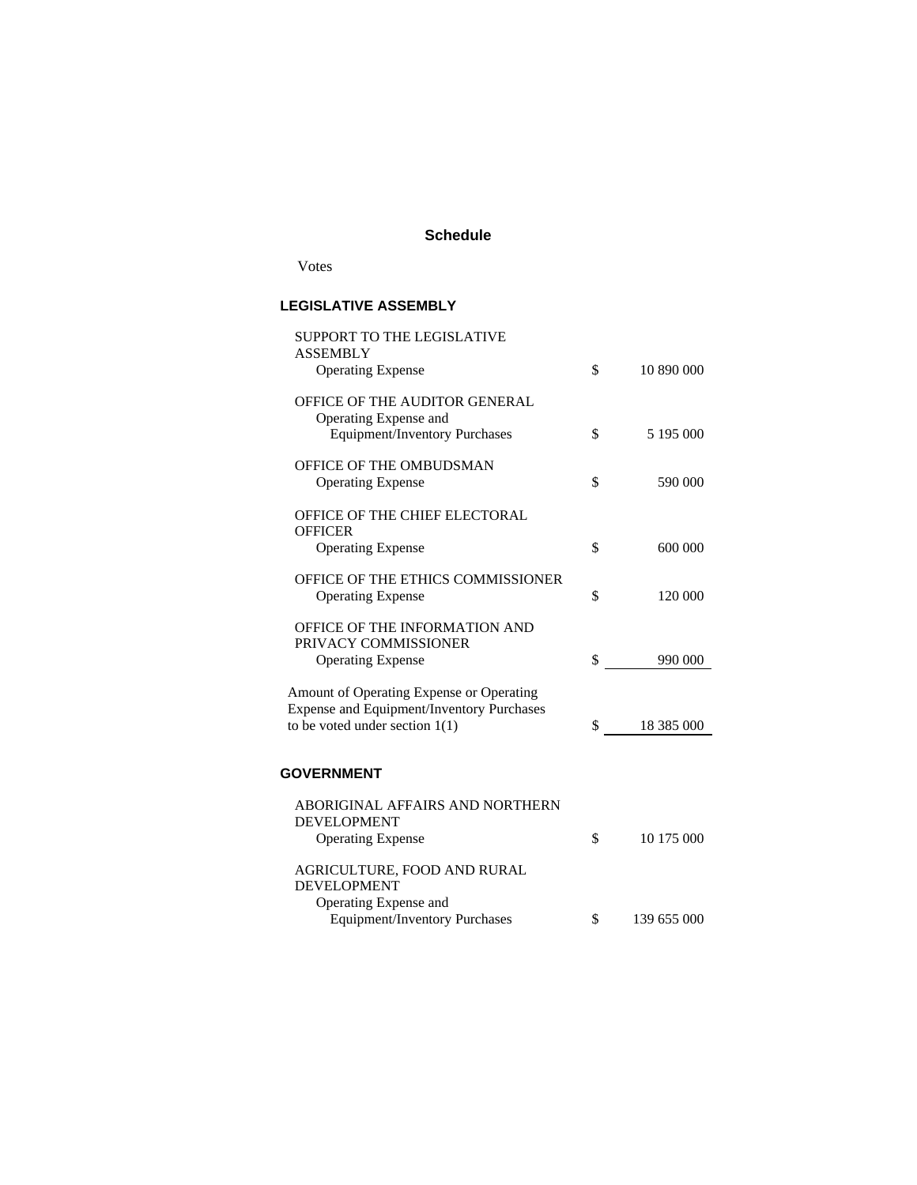## Schedule

Votes

### LEGISLATIVE ASSEMBLY

| | | |
|---|---|---|
| SUPPORT TO THE LEGISLATIVE ASSEMBLY<br>Operating Expense | $ | 10 890 000 |
| OFFICE OF THE AUDITOR GENERAL<br>Operating Expense and Equipment/Inventory Purchases | $ | 5 195 000 |
| OFFICE OF THE OMBUDSMAN<br>Operating Expense | $ | 590 000 |
| OFFICE OF THE CHIEF ELECTORAL OFFICER<br>Operating Expense | $ | 600 000 |
| OFFICE OF THE ETHICS COMMISSIONER<br>Operating Expense | $ | 120 000 |
| OFFICE OF THE INFORMATION AND PRIVACY COMMISSIONER<br>Operating Expense | $ | 990 000 |
| Amount of Operating Expense or Operating Expense and Equipment/Inventory Purchases to be voted under section 1(1) | $ | 18 385 000 |

### GOVERNMENT

| | | |
|---|---|---|
| ABORIGINAL AFFAIRS AND NORTHERN DEVELOPMENT<br>Operating Expense | $ | 10 175 000 |
| AGRICULTURE, FOOD AND RURAL DEVELOPMENT<br>Operating Expense and Equipment/Inventory Purchases | $ | 139 655 000 |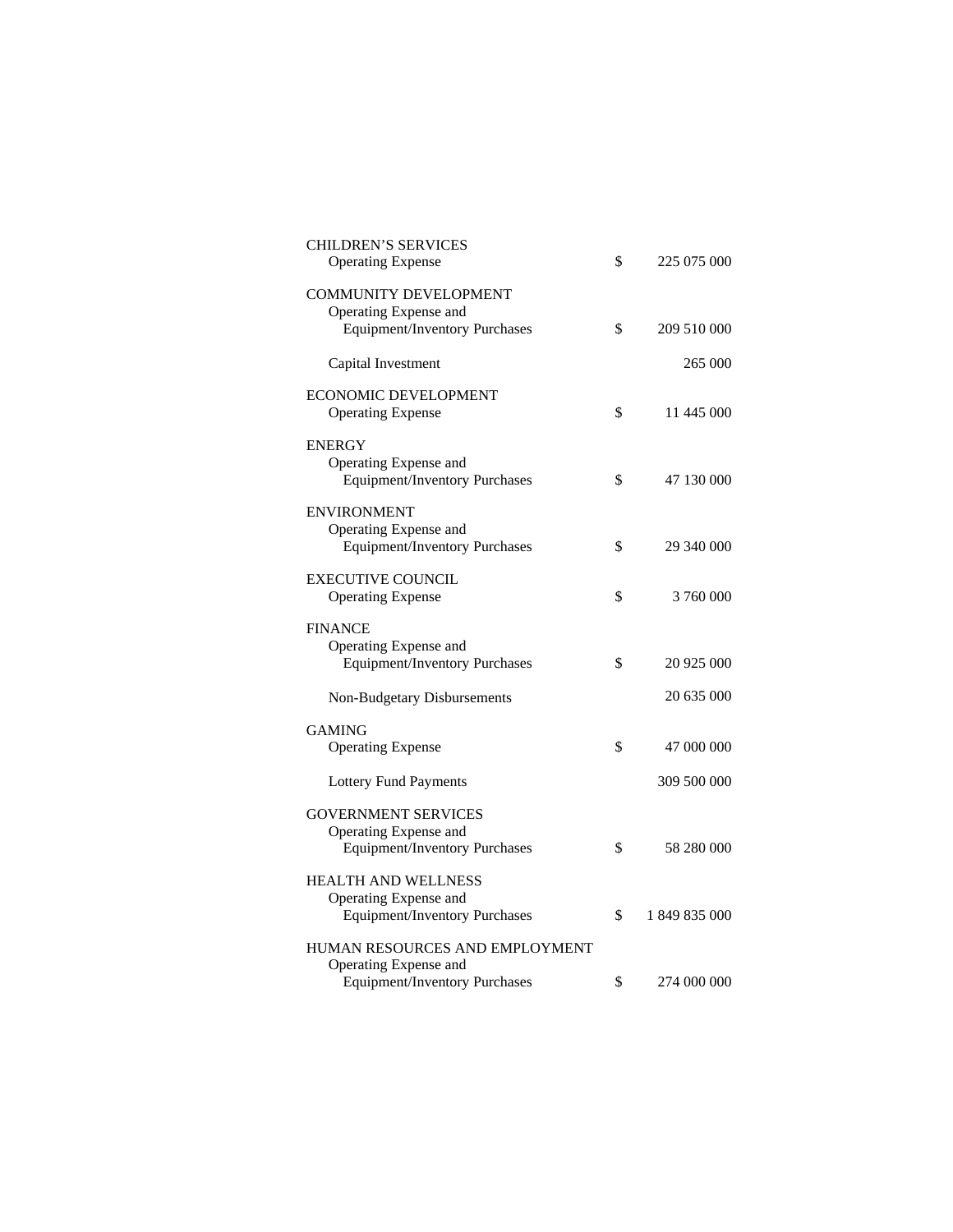| | | |
|---|---|---|
| CHILDREN'S SERVICES | | |
| Operating Expense | $ | 225 075 000 |
| COMMUNITY DEVELOPMENT | | |
| Operating Expense and Equipment/Inventory Purchases | $ | 209 510 000 |
| Capital Investment | | 265 000 |
| ECONOMIC DEVELOPMENT | | |
| Operating Expense | $ | 11 445 000 |
| ENERGY | | |
| Operating Expense and Equipment/Inventory Purchases | $ | 47 130 000 |
| ENVIRONMENT | | |
| Operating Expense and Equipment/Inventory Purchases | $ | 29 340 000 |
| EXECUTIVE COUNCIL | | |
| Operating Expense | $ | 3 760 000 |
| FINANCE | | |
| Operating Expense and Equipment/Inventory Purchases | $ | 20 925 000 |
| Non-Budgetary Disbursements | | 20 635 000 |
| GAMING | | |
| Operating Expense | $ | 47 000 000 |
| Lottery Fund Payments | | 309 500 000 |
| GOVERNMENT SERVICES | | |
| Operating Expense and Equipment/Inventory Purchases | $ | 58 280 000 |
| HEALTH AND WELLNESS | | |
| Operating Expense and Equipment/Inventory Purchases | $ | 1 849 835 000 |
| HUMAN RESOURCES AND EMPLOYMENT | | |
| Operating Expense and Equipment/Inventory Purchases | $ | 274 000 000 |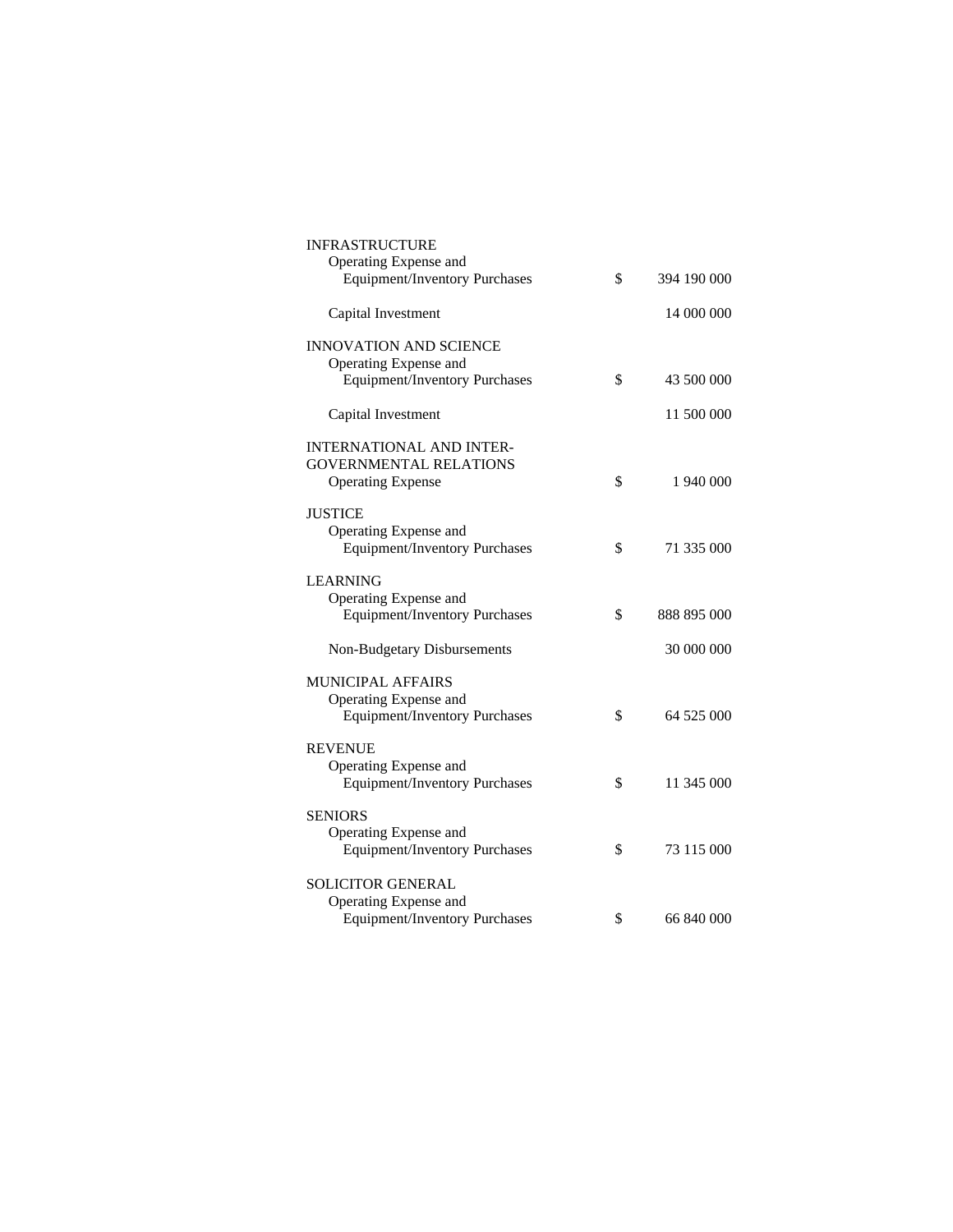| | | |
|---|---|---|
| INFRASTRUCTURE | | |
| Operating Expense and Equipment/Inventory Purchases | $ | 394 190 000 |
| Capital Investment | | 14 000 000 |
| INNOVATION AND SCIENCE | | |
| Operating Expense and Equipment/Inventory Purchases | $ | 43 500 000 |
| Capital Investment | | 11 500 000 |
| INTERNATIONAL AND INTER-GOVERNMENTAL RELATIONS | | |
| Operating Expense | $ | 1 940 000 |
| JUSTICE | | |
| Operating Expense and Equipment/Inventory Purchases | $ | 71 335 000 |
| LEARNING | | |
| Operating Expense and Equipment/Inventory Purchases | $ | 888 895 000 |
| Non-Budgetary Disbursements | | 30 000 000 |
| MUNICIPAL AFFAIRS | | |
| Operating Expense and Equipment/Inventory Purchases | $ | 64 525 000 |
| REVENUE | | |
| Operating Expense and Equipment/Inventory Purchases | $ | 11 345 000 |
| SENIORS | | |
| Operating Expense and Equipment/Inventory Purchases | $ | 73 115 000 |
| SOLICITOR GENERAL | | |
| Operating Expense and Equipment/Inventory Purchases | $ | 66 840 000 |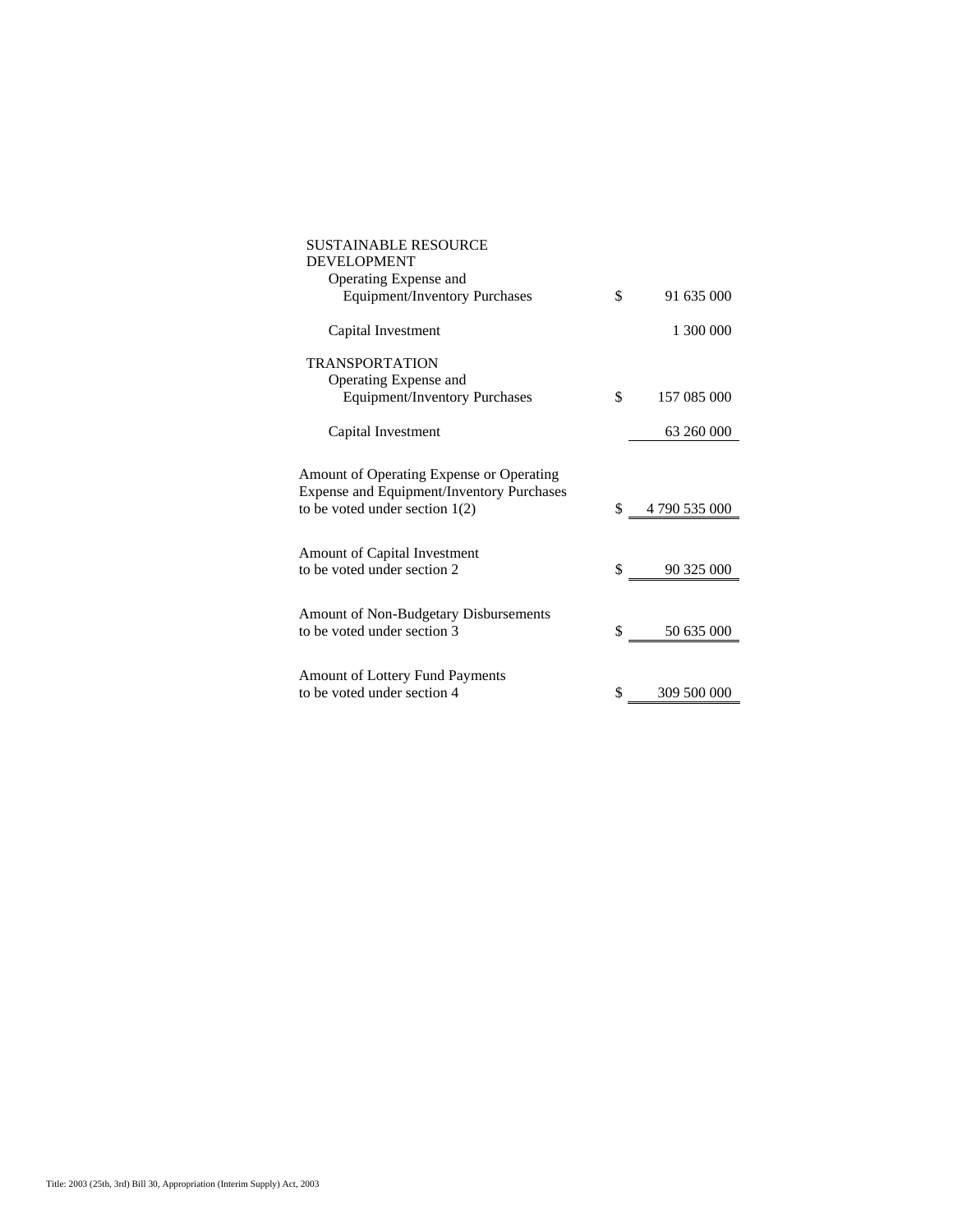| | | |
|---|---|---|
| SUSTAINABLE RESOURCE DEVELOPMENT | | |
| Operating Expense and Equipment/Inventory Purchases | $ | 91 635 000 |
| Capital Investment | | 1 300 000 |
| TRANSPORTATION | | |
| Operating Expense and Equipment/Inventory Purchases | $ | 157 085 000 |
| Capital Investment | | 63 260 000 |

| | | |
|---|---|---|
| Amount of Operating Expense or Operating Expense and Equipment/Inventory Purchases to be voted under section 1(2) | $ | 4 790 535 000 |
| Amount of Capital Investment to be voted under section 2 | $ | 90 325 000 |
| Amount of Non-Budgetary Disbursements to be voted under section 3 | $ | 50 635 000 |
| Amount of Lottery Fund Payments to be voted under section 4 | $ | 309 500 000 |

Title: 2003 (25th, 3rd) Bill 30, Appropriation (Interim Supply) Act, 2003